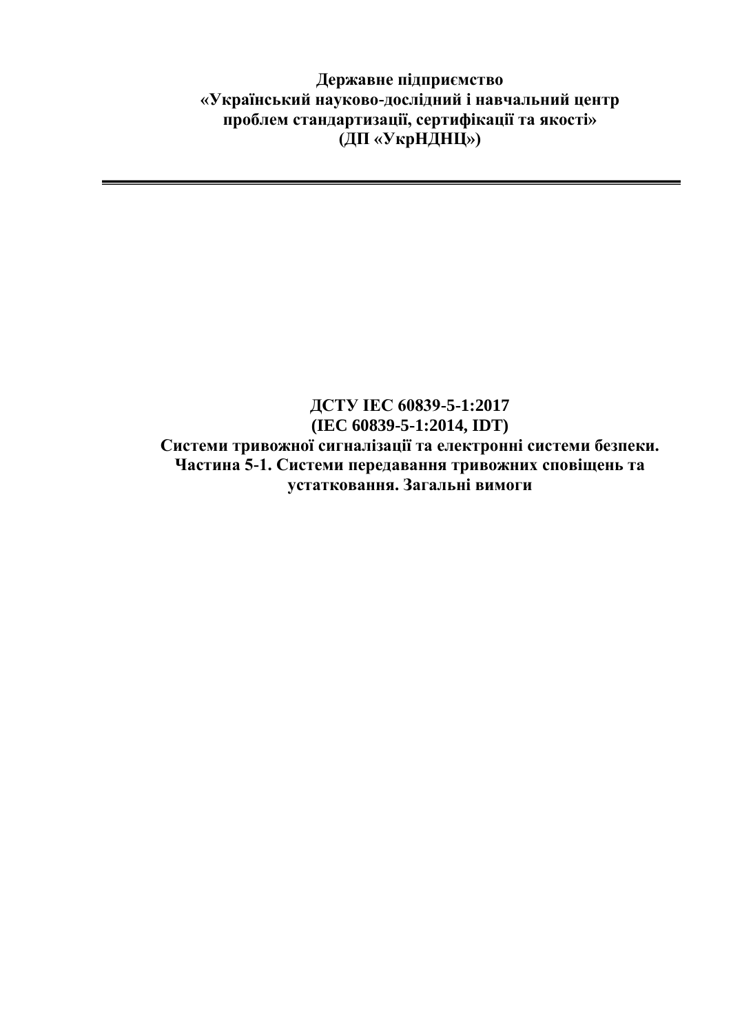**Державне підприємство**
**«Український науково-дослідний і навчальний центр**
**проблем стандартизації, сертифікації та якості»**
**(ДП «УкрНДНЦ»)**

---

# ДСТУ IEC 60839-5-1:2017
## (IEC 60839-5-1:2014, IDT)
## Системи тривожної сигналізації та електронні системи безпеки. Частина 5-1. Системи передавання тривожних сповіщень та устатковання. Загальні вимоги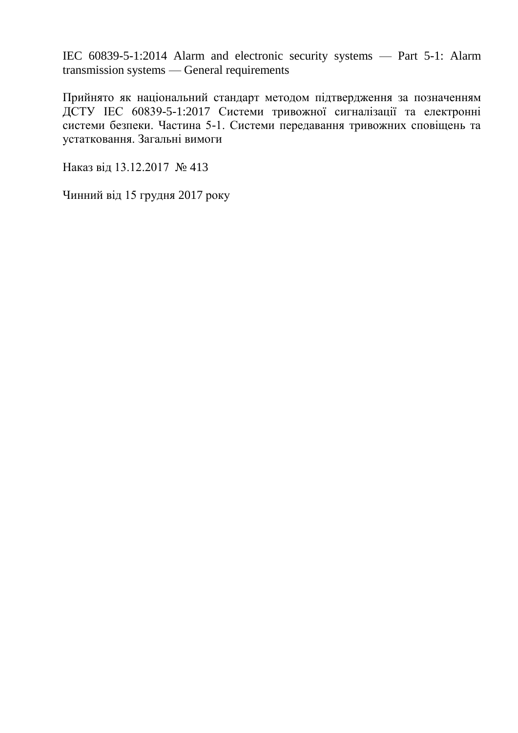IEC 60839-5-1:2014 Alarm and electronic security systems — Part 5-1: Alarm transmission systems — General requirements

Прийнято як національний стандарт методом підтвердження за позначенням ДСТУ IEC 60839-5-1:2017 Системи тривожної сигналізації та електронні системи безпеки. Частина 5-1. Системи передавання тривожних сповіщень та устатковання. Загальні вимоги

Наказ від 13.12.2017 № 413

Чинний від 15 грудня 2017 року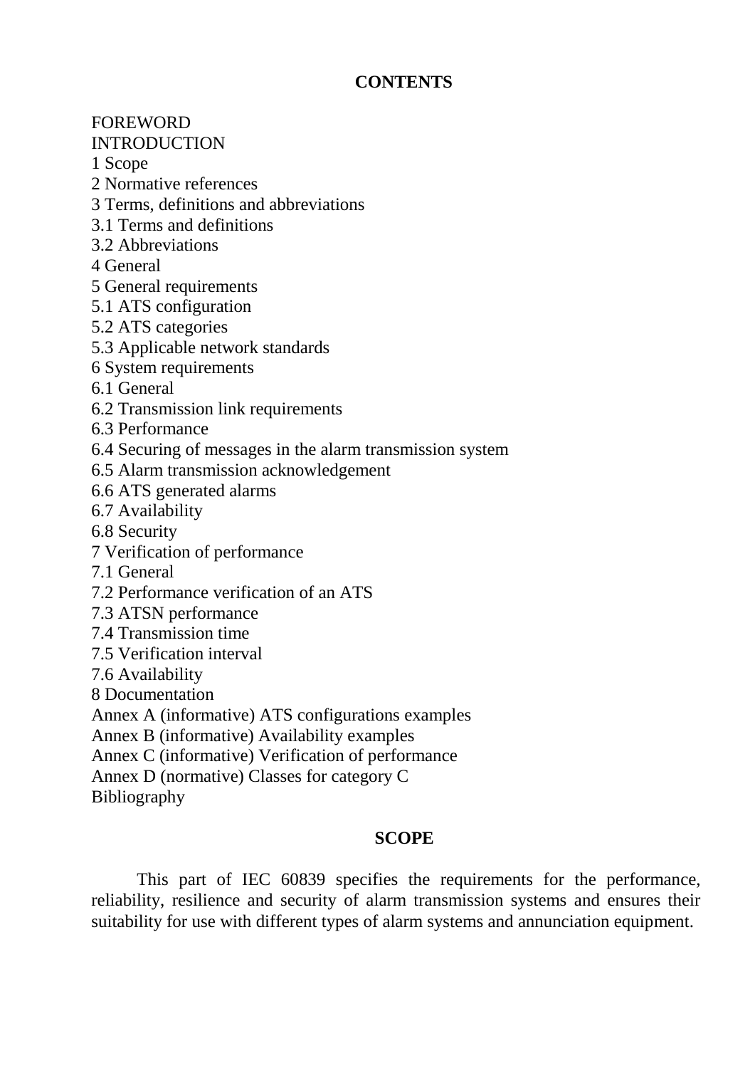## CONTENTS

FOREWORD
INTRODUCTION
1 Scope
2 Normative references
3 Terms, definitions and abbreviations
3.1 Terms and definitions
3.2 Abbreviations
4 General
5 General requirements
5.1 ATS configuration
5.2 ATS categories
5.3 Applicable network standards
6 System requirements
6.1 General
6.2 Transmission link requirements
6.3 Performance
6.4 Securing of messages in the alarm transmission system
6.5 Alarm transmission acknowledgement
6.6 ATS generated alarms
6.7 Availability
6.8 Security
7 Verification of performance
7.1 General
7.2 Performance verification of an ATS
7.3 ATSN performance
7.4 Transmission time
7.5 Verification interval
7.6 Availability
8 Documentation
Annex A (informative) ATS configurations examples
Annex B (informative) Availability examples
Annex C (informative) Verification of performance
Annex D (normative) Classes for category C
Bibliography

## SCOPE

This part of IEC 60839 specifies the requirements for the performance, reliability, resilience and security of alarm transmission systems and ensures their suitability for use with different types of alarm systems and annunciation equipment.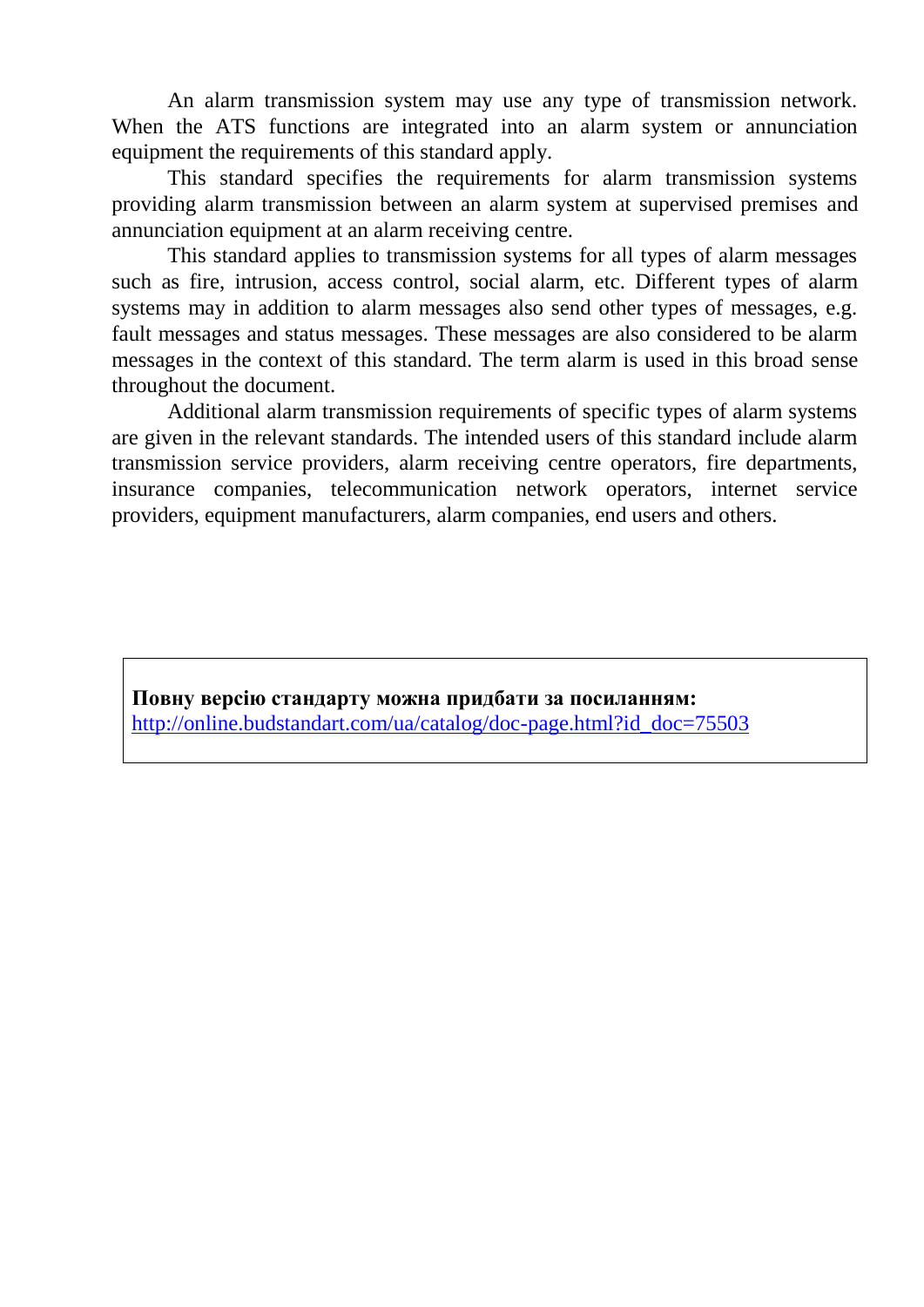An alarm transmission system may use any type of transmission network. When the ATS functions are integrated into an alarm system or annunciation equipment the requirements of this standard apply.

This standard specifies the requirements for alarm transmission systems providing alarm transmission between an alarm system at supervised premises and annunciation equipment at an alarm receiving centre.

This standard applies to transmission systems for all types of alarm messages such as fire, intrusion, access control, social alarm, etc. Different types of alarm systems may in addition to alarm messages also send other types of messages, e.g. fault messages and status messages. These messages are also considered to be alarm messages in the context of this standard. The term alarm is used in this broad sense throughout the document.

Additional alarm transmission requirements of specific types of alarm systems are given in the relevant standards. The intended users of this standard include alarm transmission service providers, alarm receiving centre operators, fire departments, insurance companies, telecommunication network operators, internet service providers, equipment manufacturers, alarm companies, end users and others.

**Повну версію стандарту можна придбати за посиланням:**
http://online.budstandart.com/ua/catalog/doc-page.html?id_doc=75503